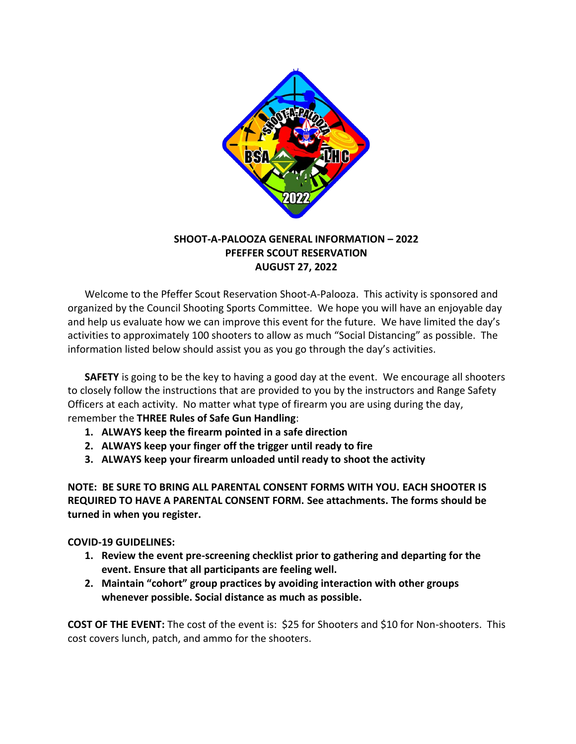**SHOOT-A-PALOOZA GENERAL INFORMATION – 2022**
**PFEFFER SCOUT RESERVATION**
**AUGUST 27, 2022**

Welcome to the Pfeffer Scout Reservation Shoot-A-Palooza. This activity is sponsored and organized by the Council Shooting Sports Committee. We hope you will have an enjoyable day and help us evaluate how we can improve this event for the future. We have limited the day's activities to approximately 100 shooters to allow as much "Social Distancing" as possible. The information listed below should assist you as you go through the day's activities.

**SAFETY** is going to be the key to having a good day at the event. We encourage all shooters to closely follow the instructions that are provided to you by the instructors and Range Safety Officers at each activity. No matter what type of firearm you are using during the day, remember the **THREE Rules of Safe Gun Handling**:

1. **ALWAYS keep the firearm pointed in a safe direction**
2. **ALWAYS keep your finger off the trigger until ready to fire**
3. **ALWAYS keep your firearm unloaded until ready to shoot the activity**

**NOTE: BE SURE TO BRING ALL PARENTAL CONSENT FORMS WITH YOU. EACH SHOOTER IS REQUIRED TO HAVE A PARENTAL CONSENT FORM. See attachments. The forms should be turned in when you register.**

**COVID-19 GUIDELINES:**

1. **Review the event pre-screening checklist prior to gathering and departing for the event. Ensure that all participants are feeling well.**
2. **Maintain "cohort" group practices by avoiding interaction with other groups whenever possible. Social distance as much as possible.**

**COST OF THE EVENT:** The cost of the event is: $25 for Shooters and $10 for Non-shooters. This cost covers lunch, patch, and ammo for the shooters.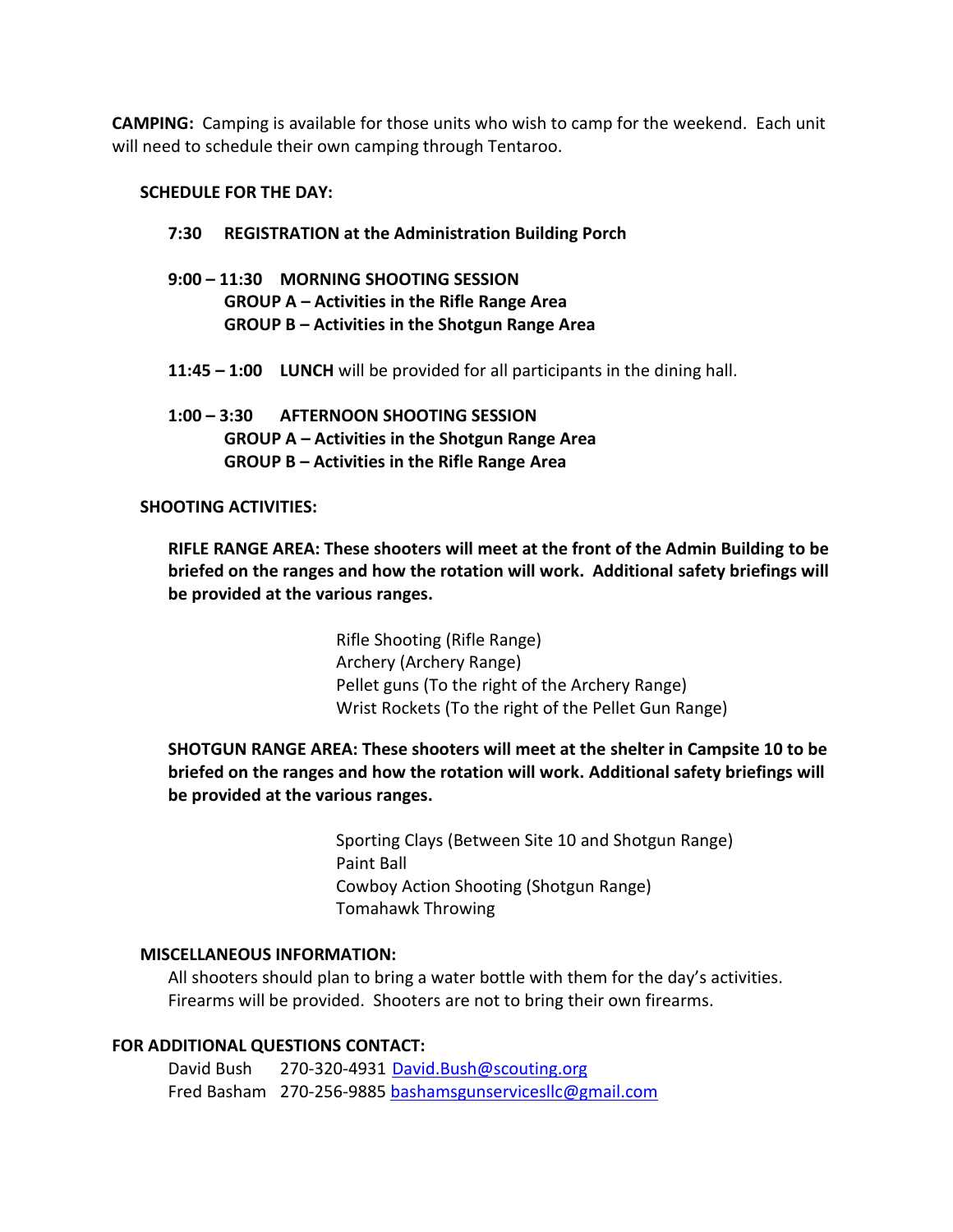**CAMPING:** Camping is available for those units who wish to camp for the weekend. Each unit will need to schedule their own camping through Tentaroo.

**SCHEDULE FOR THE DAY:**

**7:30 REGISTRATION at the Administration Building Porch**

**9:00 – 11:30 MORNING SHOOTING SESSION**
**GROUP A – Activities in the Rifle Range Area**
**GROUP B – Activities in the Shotgun Range Area**

**11:45 – 1:00 LUNCH** will be provided for all participants in the dining hall.

**1:00 – 3:30 AFTERNOON SHOOTING SESSION**
**GROUP A – Activities in the Shotgun Range Area**
**GROUP B – Activities in the Rifle Range Area**

**SHOOTING ACTIVITIES:**

**RIFLE RANGE AREA: These shooters will meet at the front of the Admin Building to be briefed on the ranges and how the rotation will work. Additional safety briefings will be provided at the various ranges.**

Rifle Shooting (Rifle Range)
Archery (Archery Range)
Pellet guns (To the right of the Archery Range)
Wrist Rockets (To the right of the Pellet Gun Range)

**SHOTGUN RANGE AREA: These shooters will meet at the shelter in Campsite 10 to be briefed on the ranges and how the rotation will work. Additional safety briefings will be provided at the various ranges.**

Sporting Clays (Between Site 10 and Shotgun Range)
Paint Ball
Cowboy Action Shooting (Shotgun Range)
Tomahawk Throwing

**MISCELLANEOUS INFORMATION:**

All shooters should plan to bring a water bottle with them for the day's activities.
Firearms will be provided. Shooters are not to bring their own firearms.

**FOR ADDITIONAL QUESTIONS CONTACT:**

David Bush 270-320-4931 David.Bush@scouting.org
Fred Basham 270-256-9885 bashamsgunservicesllc@gmail.com